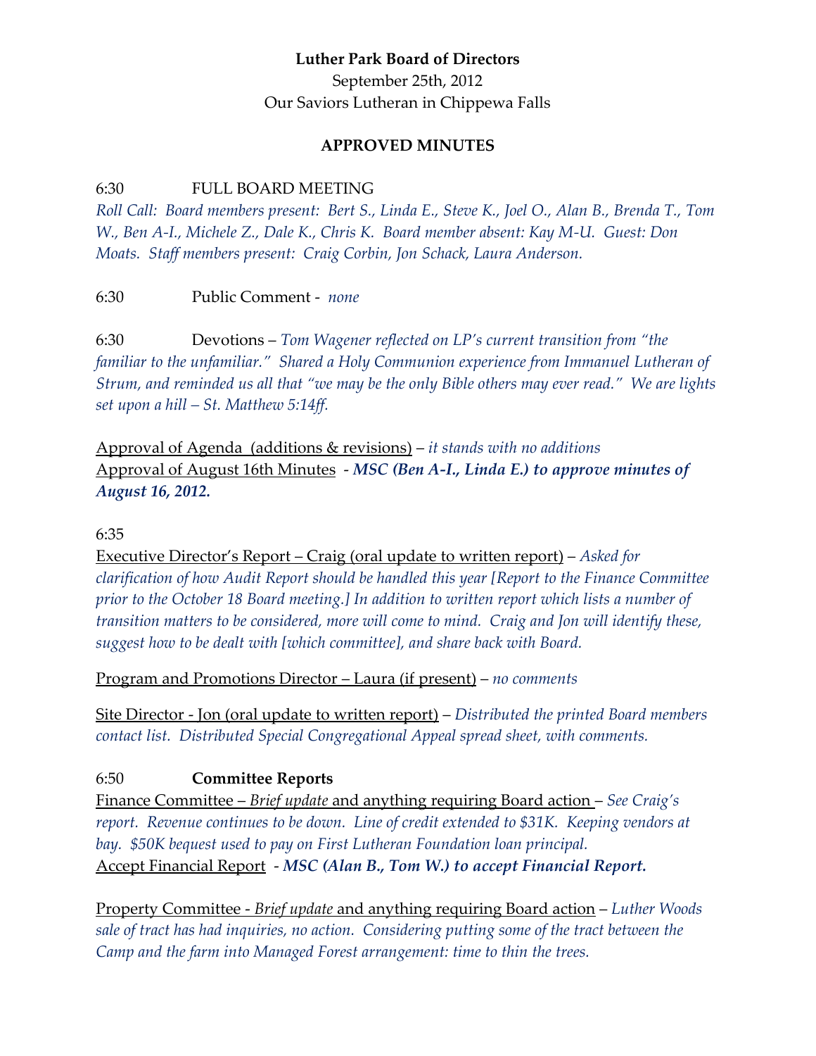**Luther Park Board of Directors**
September 25th, 2012
Our Saviors Lutheran in Chippewa Falls

**APPROVED MINUTES**

6:30 FULL BOARD MEETING
*Roll Call: Board members present: Bert S., Linda E., Steve K., Joel O., Alan B., Brenda T., Tom W., Ben A-I., Michele Z., Dale K., Chris K. Board member absent: Kay M-U. Guest: Don Moats. Staff members present: Craig Corbin, Jon Schack, Laura Anderson.*

6:30 Public Comment - *none*

6:30 Devotions – *Tom Wagener reflected on LP's current transition from "the familiar to the unfamiliar." Shared a Holy Communion experience from Immanuel Lutheran of Strum, and reminded us all that "we may be the only Bible others may ever read." We are lights set upon a hill – St. Matthew 5:14ff.*

Approval of Agenda (additions & revisions) – *it stands with no additions*
Approval of August 16th Minutes - ***MSC (Ben A-I., Linda E.) to approve minutes of August 16, 2012.***

6:35
Executive Director's Report – Craig (oral update to written report) – *Asked for clarification of how Audit Report should be handled this year [Report to the Finance Committee prior to the October 18 Board meeting.] In addition to written report which lists a number of transition matters to be considered, more will come to mind. Craig and Jon will identify these, suggest how to be dealt with [which committee], and share back with Board.*

Program and Promotions Director – Laura (if present) – *no comments*

Site Director - Jon (oral update to written report) – *Distributed the printed Board members contact list. Distributed Special Congregational Appeal spread sheet, with comments.*

6:50 **Committee Reports**
Finance Committee – *Brief update* and anything requiring Board action – *See Craig's report. Revenue continues to be down. Line of credit extended to $31K. Keeping vendors at bay. $50K bequest used to pay on First Lutheran Foundation loan principal.*
Accept Financial Report - ***MSC (Alan B., Tom W.) to accept Financial Report.***

Property Committee - *Brief update* and anything requiring Board action – *Luther Woods sale of tract has had inquiries, no action. Considering putting some of the tract between the Camp and the farm into Managed Forest arrangement: time to thin the trees.*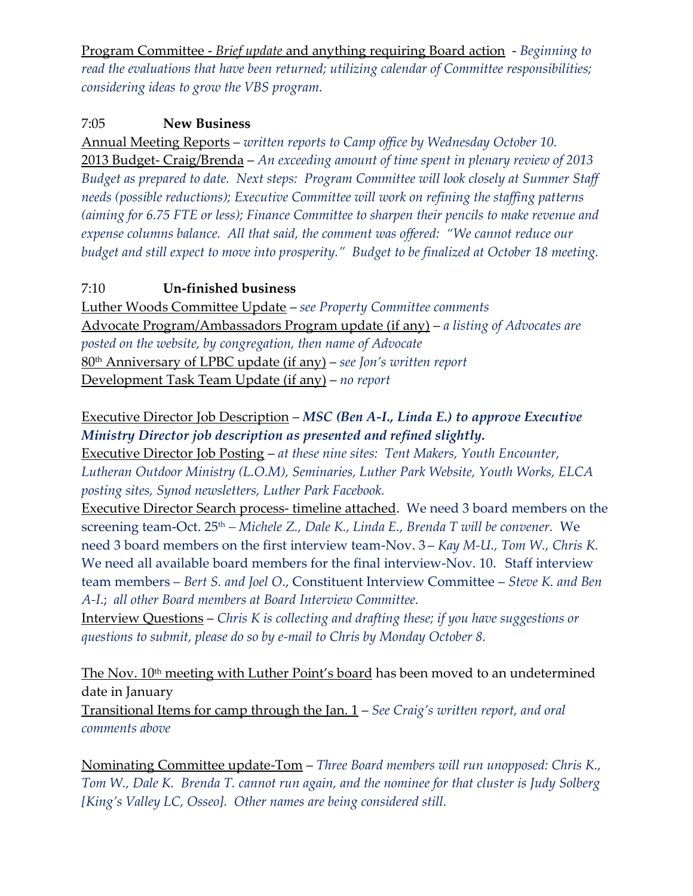Program Committee - *Brief update* and anything requiring Board action - *Beginning to read the evaluations that have been returned; utilizing calendar of Committee responsibilities; considering ideas to grow the VBS program.*

7:05 **New Business**

Annual Meeting Reports – *written reports to Camp office by Wednesday October 10.*
2013 Budget- Craig/Brenda – *An exceeding amount of time spent in plenary review of 2013 Budget as prepared to date. Next steps: Program Committee will look closely at Summer Staff needs (possible reductions); Executive Committee will work on refining the staffing patterns (aiming for 6.75 FTE or less); Finance Committee to sharpen their pencils to make revenue and expense columns balance. All that said, the comment was offered: "We cannot reduce our budget and still expect to move into prosperity." Budget to be finalized at October 18 meeting.*

7:10 **Un-finished business**

Luther Woods Committee Update – *see Property Committee comments*
Advocate Program/Ambassadors Program update (if any) – *a listing of Advocates are posted on the website, by congregation, then name of Advocate*
80th Anniversary of LPBC update (if any) – *see Jon's written report*
Development Task Team Update (if any) – *no report*

Executive Director Job Description – ***MSC (Ben A-I., Linda E.) to approve Executive Ministry Director job description as presented and refined slightly.***
Executive Director Job Posting – *at these nine sites: Tent Makers, Youth Encounter, Lutheran Outdoor Ministry (L.O.M), Seminaries, Luther Park Website, Youth Works, ELCA posting sites, Synod newsletters, Luther Park Facebook.*
Executive Director Search process- timeline attached. We need 3 board members on the screening team-Oct. 25th – *Michele Z., Dale K., Linda E., Brenda T will be convener.* We need 3 board members on the first interview team-Nov. 3 – *Kay M-U., Tom W., Chris K.* We need all available board members for the final interview-Nov. 10. Staff interview team members – *Bert S. and Joel O.*, Constituent Interview Committee – *Steve K. and Ben A-I.; all other Board members at Board Interview Committee.*
Interview Questions – *Chris K is collecting and drafting these; if you have suggestions or questions to submit, please do so by e-mail to Chris by Monday October 8.*

The Nov. 10th meeting with Luther Point's board has been moved to an undetermined date in January
Transitional Items for camp through the Jan. 1 – *See Craig's written report, and oral comments above*

Nominating Committee update-Tom – *Three Board members will run unopposed: Chris K., Tom W., Dale K. Brenda T. cannot run again, and the nominee for that cluster is Judy Solberg [King's Valley LC, Osseo]. Other names are being considered still.*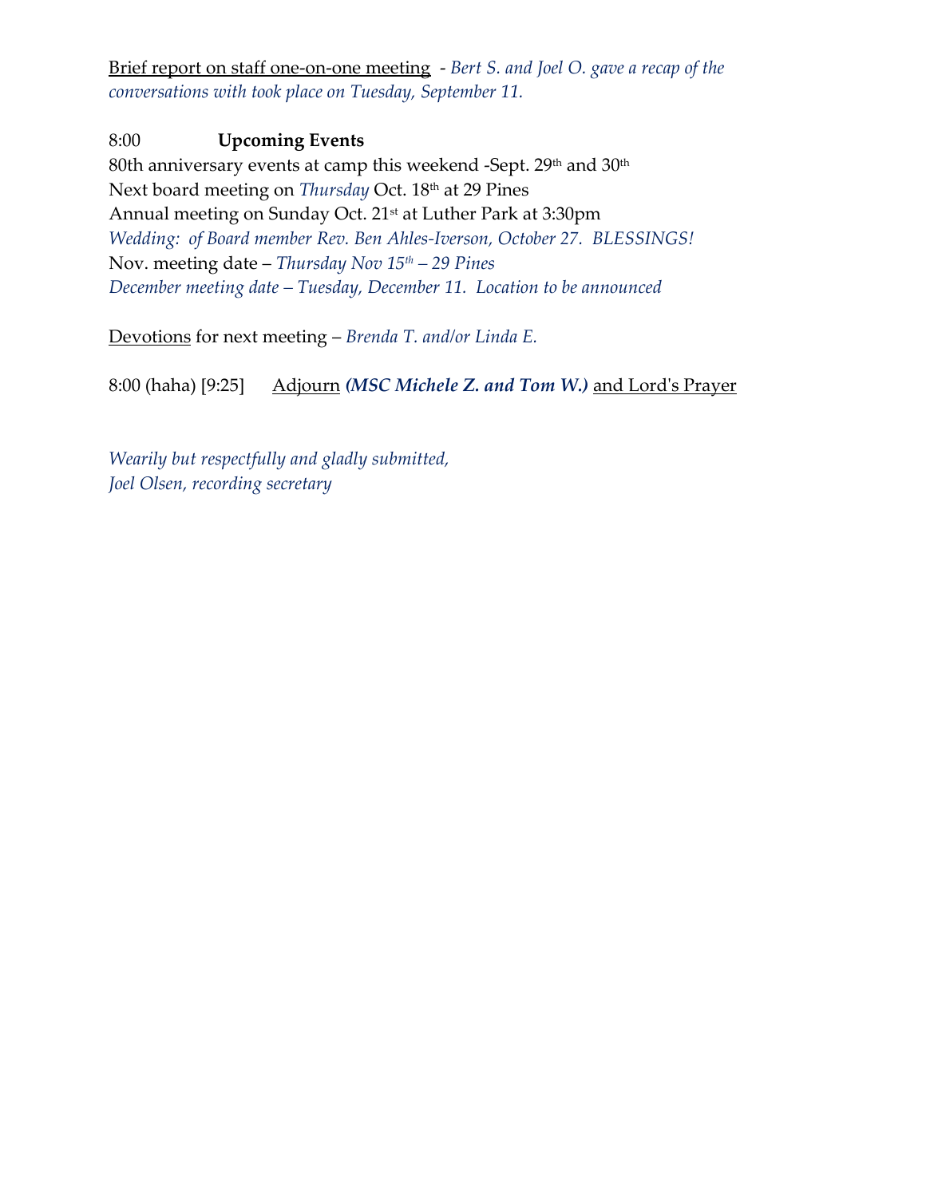Brief report on staff one-on-one meeting - *Bert S. and Joel O. gave a recap of the conversations with took place on Tuesday, September 11.*

8:00 **Upcoming Events**

80th anniversary events at camp this weekend -Sept. 29th and 30th
Next board meeting on *Thursday* Oct. 18th at 29 Pines
Annual meeting on Sunday Oct. 21st at Luther Park at 3:30pm
*Wedding: of Board member Rev. Ben Ahles-Iverson, October 27. BLESSINGS!*
Nov. meeting date – *Thursday Nov 15th – 29 Pines*
*December meeting date – Tuesday, December 11. Location to be announced*

Devotions for next meeting – *Brenda T. and/or Linda E.*

8:00 (haha) [9:25] Adjourn ***(MSC Michele Z. and Tom W.)*** and Lord's Prayer

*Wearily but respectfully and gladly submitted,*
*Joel Olsen, recording secretary*